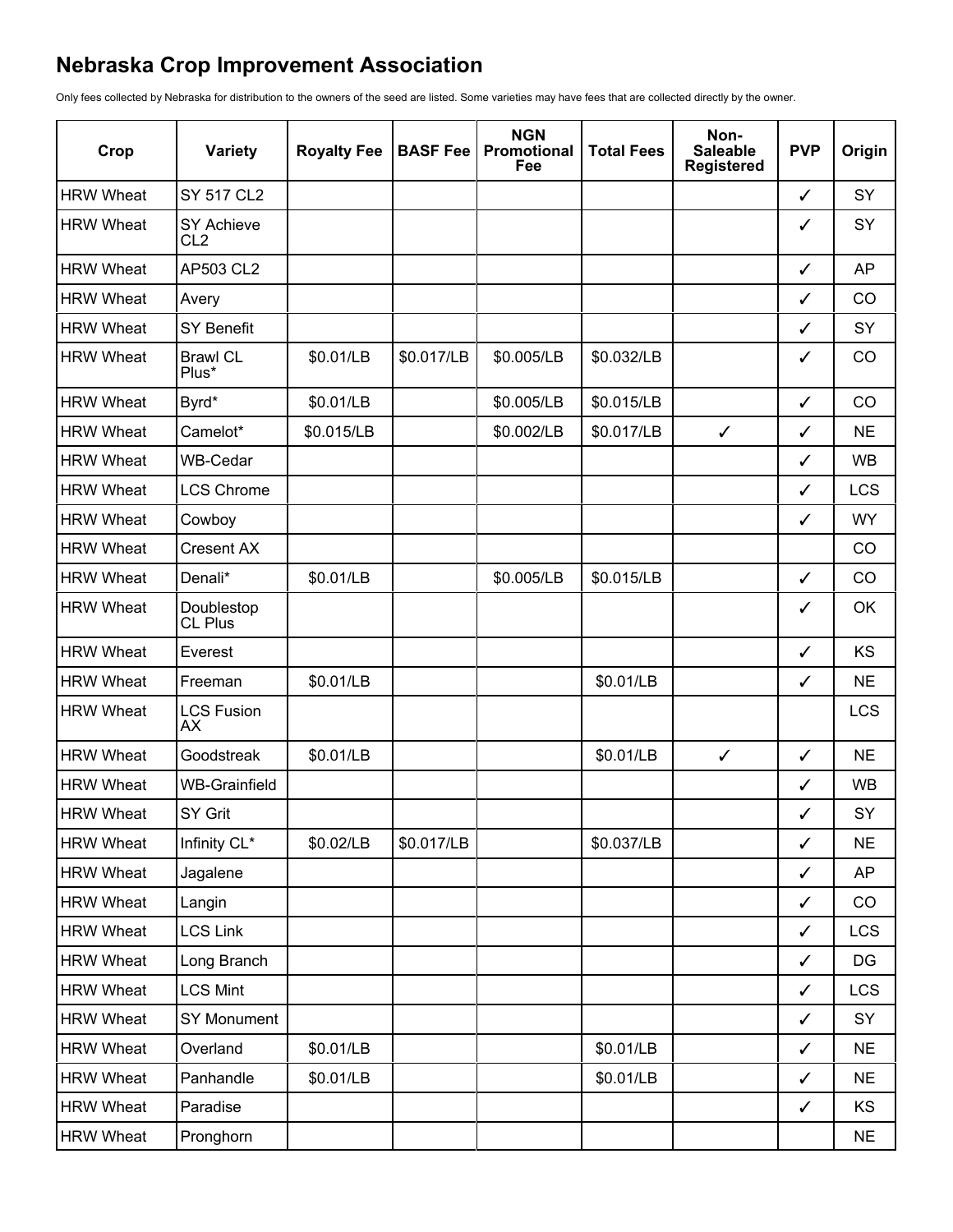# Nebraska Crop Improvement Association

Only fees collected by Nebraska for distribution to the owners of the seed are listed. Some varieties may have fees that are collected directly by the owner.

| Crop | Variety | Royalty Fee | BASF Fee | NGN Promotional Fee | Total Fees | Non-Saleable Registered | PVP | Origin |
|---|---|---|---|---|---|---|---|---|
| HRW Wheat | SY 517 CL2 | | | | | | ✓ | SY |
| HRW Wheat | SY Achieve CL2 | | | | | | ✓ | SY |
| HRW Wheat | AP503 CL2 | | | | | | ✓ | AP |
| HRW Wheat | Avery | | | | | | ✓ | CO |
| HRW Wheat | SY Benefit | | | | | | ✓ | SY |
| HRW Wheat | Brawl CL Plus* | $0.01/LB | $0.017/LB | $0.005/LB | $0.032/LB | | ✓ | CO |
| HRW Wheat | Byrd* | $0.01/LB | | $0.005/LB | $0.015/LB | | ✓ | CO |
| HRW Wheat | Camelot* | $0.015/LB | | $0.002/LB | $0.017/LB | ✓ | ✓ | NE |
| HRW Wheat | WB-Cedar | | | | | | ✓ | WB |
| HRW Wheat | LCS Chrome | | | | | | ✓ | LCS |
| HRW Wheat | Cowboy | | | | | | ✓ | WY |
| HRW Wheat | Cresent AX | | | | | | | CO |
| HRW Wheat | Denali* | $0.01/LB | | $0.005/LB | $0.015/LB | | ✓ | CO |
| HRW Wheat | Doublestop CL Plus | | | | | | ✓ | OK |
| HRW Wheat | Everest | | | | | | ✓ | KS |
| HRW Wheat | Freeman | $0.01/LB | | | $0.01/LB | | ✓ | NE |
| HRW Wheat | LCS Fusion AX | | | | | | | LCS |
| HRW Wheat | Goodstreak | $0.01/LB | | | $0.01/LB | ✓ | ✓ | NE |
| HRW Wheat | WB-Grainfield | | | | | | ✓ | WB |
| HRW Wheat | SY Grit | | | | | | ✓ | SY |
| HRW Wheat | Infinity CL* | $0.02/LB | $0.017/LB | | $0.037/LB | | ✓ | NE |
| HRW Wheat | Jagalene | | | | | | ✓ | AP |
| HRW Wheat | Langin | | | | | | ✓ | CO |
| HRW Wheat | LCS Link | | | | | | ✓ | LCS |
| HRW Wheat | Long Branch | | | | | | ✓ | DG |
| HRW Wheat | LCS Mint | | | | | | ✓ | LCS |
| HRW Wheat | SY Monument | | | | | | ✓ | SY |
| HRW Wheat | Overland | $0.01/LB | | | $0.01/LB | | ✓ | NE |
| HRW Wheat | Panhandle | $0.01/LB | | | $0.01/LB | | ✓ | NE |
| HRW Wheat | Paradise | | | | | | ✓ | KS |
| HRW Wheat | Pronghorn | | | | | | | NE |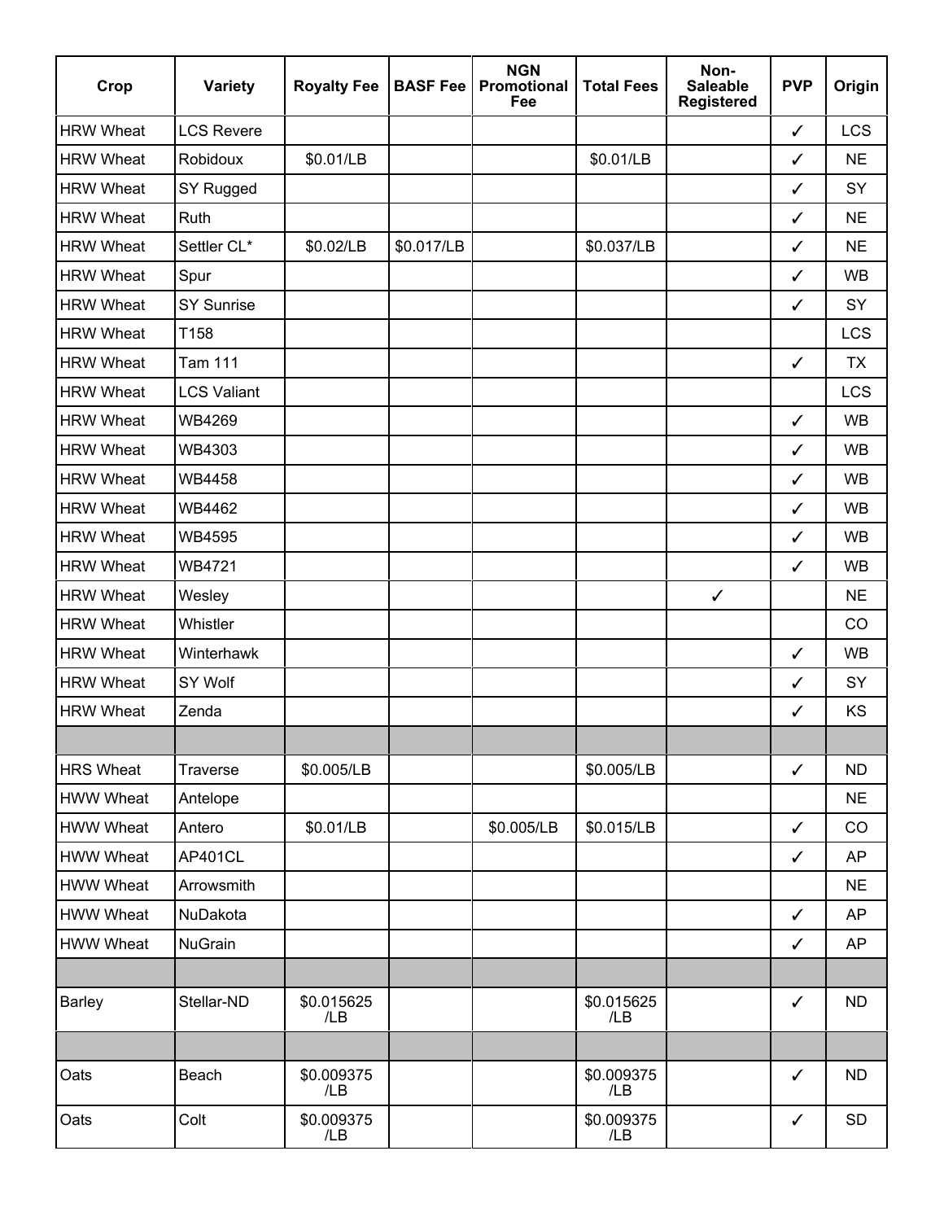| Crop | Variety | Royalty Fee | BASF Fee | NGN Promotional Fee | Total Fees | Non-Saleable Registered | PVP | Origin |
|---|---|---|---|---|---|---|---|---|
| HRW Wheat | LCS Revere | | | | | | ✓ | LCS |
| HRW Wheat | Robidoux | $0.01/LB | | | $0.01/LB | | ✓ | NE |
| HRW Wheat | SY Rugged | | | | | | ✓ | SY |
| HRW Wheat | Ruth | | | | | | ✓ | NE |
| HRW Wheat | Settler CL* | $0.02/LB | $0.017/LB | | $0.037/LB | | ✓ | NE |
| HRW Wheat | Spur | | | | | | ✓ | WB |
| HRW Wheat | SY Sunrise | | | | | | ✓ | SY |
| HRW Wheat | T158 | | | | | | | LCS |
| HRW Wheat | Tam 111 | | | | | | ✓ | TX |
| HRW Wheat | LCS Valiant | | | | | | | LCS |
| HRW Wheat | WB4269 | | | | | | ✓ | WB |
| HRW Wheat | WB4303 | | | | | | ✓ | WB |
| HRW Wheat | WB4458 | | | | | | ✓ | WB |
| HRW Wheat | WB4462 | | | | | | ✓ | WB |
| HRW Wheat | WB4595 | | | | | | ✓ | WB |
| HRW Wheat | WB4721 | | | | | | ✓ | WB |
| HRW Wheat | Wesley | | | | | ✓ | | NE |
| HRW Wheat | Whistler | | | | | | | CO |
| HRW Wheat | Winterhawk | | | | | | ✓ | WB |
| HRW Wheat | SY Wolf | | | | | | ✓ | SY |
| HRW Wheat | Zenda | | | | | | ✓ | KS |
| | | | | | | | | |
| HRS Wheat | Traverse | $0.005/LB | | | $0.005/LB | | ✓ | ND |
| HWW Wheat | Antelope | | | | | | | NE |
| HWW Wheat | Antero | $0.01/LB | | $0.005/LB | $0.015/LB | | ✓ | CO |
| HWW Wheat | AP401CL | | | | | | ✓ | AP |
| HWW Wheat | Arrowsmith | | | | | | | NE |
| HWW Wheat | NuDakota | | | | | | ✓ | AP |
| HWW Wheat | NuGrain | | | | | | ✓ | AP |
| | | | | | | | | |
| Barley | Stellar-ND | $0.015625/LB | | | $0.015625/LB | | ✓ | ND |
| | | | | | | | | |
| Oats | Beach | $0.009375/LB | | | $0.009375/LB | | ✓ | ND |
| Oats | Colt | $0.009375/LB | | | $0.009375/LB | | ✓ | SD |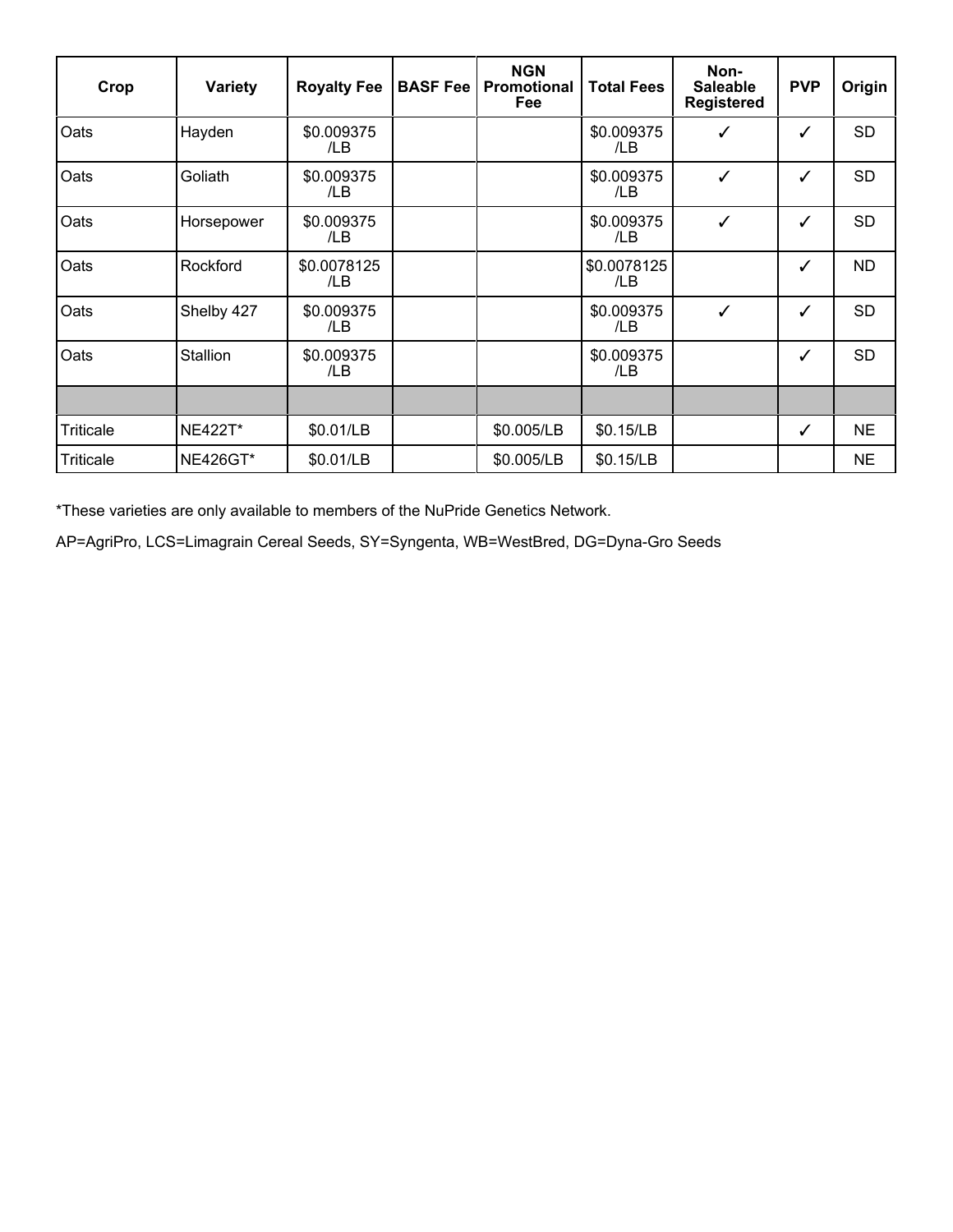| Crop | Variety | Royalty Fee | BASF Fee | NGN Promotional Fee | Total Fees | Non-Saleable Registered | PVP | Origin |
|---|---|---|---|---|---|---|---|---|
| Oats | Hayden | $0.009375 /LB | | | $0.009375 /LB | ✓ | ✓ | SD |
| Oats | Goliath | $0.009375 /LB | | | $0.009375 /LB | ✓ | ✓ | SD |
| Oats | Horsepower | $0.009375 /LB | | | $0.009375 /LB | ✓ | ✓ | SD |
| Oats | Rockford | $0.0078125 /LB | | | $0.0078125 /LB | | ✓ | ND |
| Oats | Shelby 427 | $0.009375 /LB | | | $0.009375 /LB | ✓ | ✓ | SD |
| Oats | Stallion | $0.009375 /LB | | | $0.009375 /LB | | ✓ | SD |
| | | | | | | | | |
| Triticale | NE422T* | $0.01/LB | | $0.005/LB | $0.15/LB | | ✓ | NE |
| Triticale | NE426GT* | $0.01/LB | | $0.005/LB | $0.15/LB | | | NE |

*These varieties are only available to members of the NuPride Genetics Network.

AP=AgriPro, LCS=Limagrain Cereal Seeds, SY=Syngenta, WB=WestBred, DG=Dyna-Gro Seeds